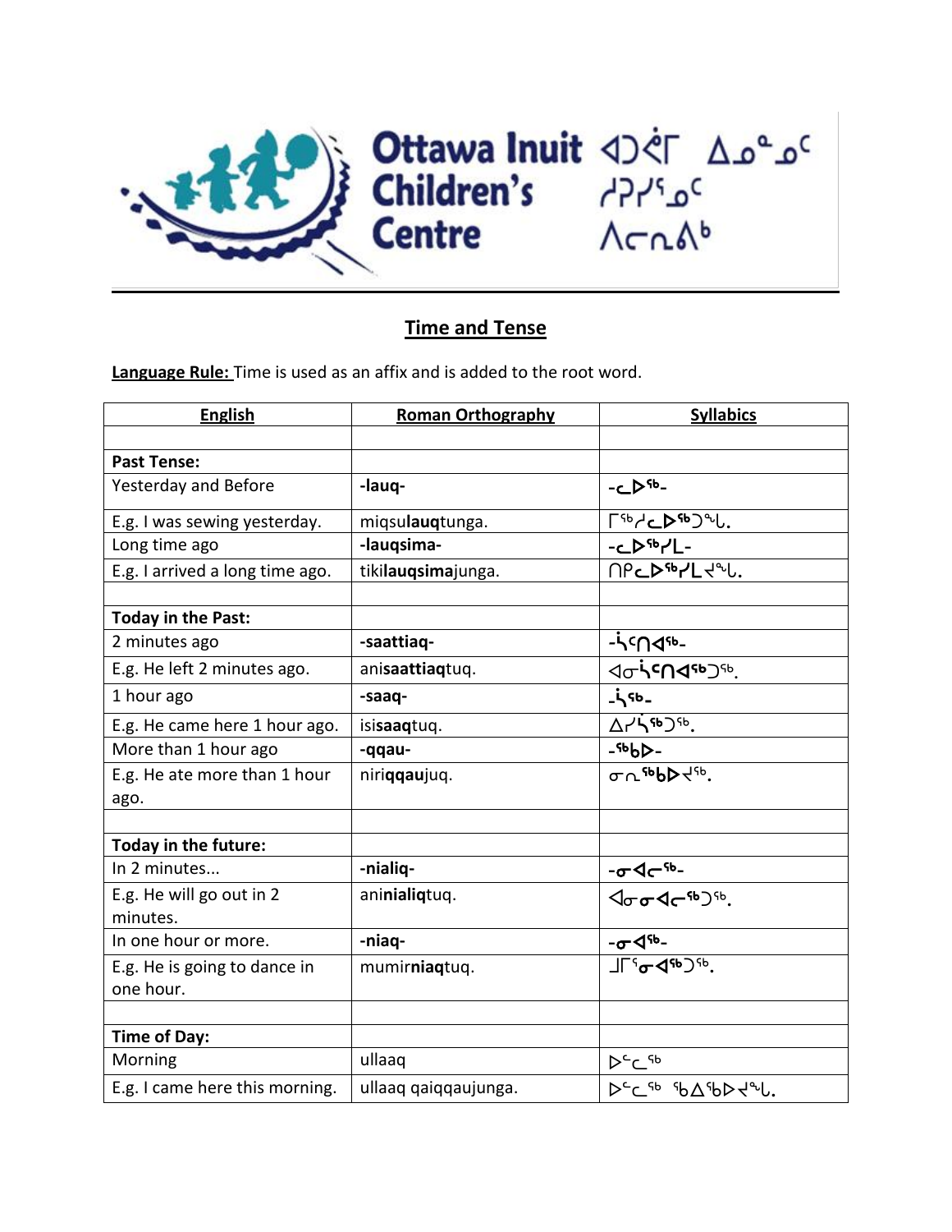**Ottawa Inuit Children's Centre**
**ᐊᑐᕚᒥ ᐃᓄᖕᓄᑦ ᓱᕈᓯᕐᓄᑦ ᐱᓕᕆᕕᒃ**

## Time and Tense

**Language Rule:** Time is used as an affix and is added to the root word.

| English | Roman Orthography | Syllabics |
|---|---|---|
| | | |
| **Past Tense:** | | |
| Yesterday and Before | **-lauq-** | **-ᓚᐅᖅ-** |
| E.g. I was sewing yesterday. | miqsu**lauq**tunga. | ᒥᖅᓱᓚᐅᖅᑐᖓ. |
| Long time ago | **-lauqsima-** | **-ᓚᐅᖅᓯᒪ-** |
| E.g. I arrived a long time ago. | tiki**lauqsima**junga. | ᑎᑭᓚᐅᖅᓯᒪᔪᖓ. |
| | | |
| **Today in the Past:** | | |
| 2 minutes ago | **-saattiaq-** | **-ᓵᑦᑎᐊᖅ-** |
| E.g. He left 2 minutes ago. | ani**saattiaq**tuq. | ᐊᓂᓵᑦᑎᐊᖅᑐᖅ. |
| 1 hour ago | **-saaq-** | **-ᓵᖅ-** |
| E.g. He came here 1 hour ago. | isi**saaq**tuq. | ᐃᓯᓵᖅᑐᖅ. |
| More than 1 hour ago | **-qqau-** | **-ᖅᑲᐅ-** |
| E.g. He ate more than 1 hour ago. | niri**qqau**juq. | ᓂᕆᖅᑲᐅᔪᖅ. |
| | | |
| **Today in the future:** | | |
| In 2 minutes... | **-nialiq-** | **-ᓂᐊᓕᖅ-** |
| E.g. He will go out in 2 minutes. | ani**nialiq**tuq. | ᐊᓂᓂᐊᓕᖅᑐᖅ. |
| In one hour or more. | **-niaq-** | **-ᓂᐊᖅ-** |
| E.g. He is going to dance in one hour. | mumir**niaq**tuq. | ᒧᒥᕐᓂᐊᖅᑐᖅ. |
| | | |
| **Time of Day:** | | |
| Morning | ullaaq | ᐅᓪᓛᖅ |
| E.g. I came here this morning. | ullaaq qaiqqaujunga. | ᐅᓪᓛᖅ ᖃᐃᖅᑲᐅᔪᖓ. |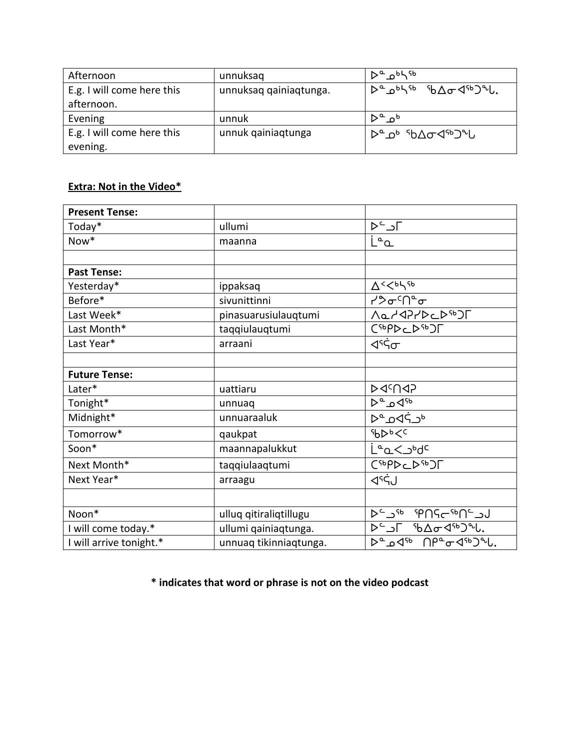| | | |
|---|---|---|
| Afternoon | unnuksaq | ᐅᓐᓄᒃᓴᖅ |
| E.g. I will come here this afternoon. | unnuksaq qainiaqtunga. | ᐅᓐᓄᒃᓴᖅ ᖃᐃᓂᐊᖅᑐᖓ. |
| Evening | unnuk | ᐅᓐᓄᒃ |
| E.g. I will come here this evening. | unnuk qainiaqtunga | ᐅᓐᓄᒃ ᖃᐃᓂᐊᖅᑐᖓ |

**Extra: Not in the Video***

| | | |
|---|---|---|
| **Present Tense:** | | |
| Today* | ullumi | ᐅᓪᓗᒥ |
| Now* | maanna | ᒫᓐᓇ |
| | | |
| **Past Tense:** | | |
| Yesterday* | ippaksaq | ᐃᑉᐸᒃᓴᖅ |
| Before* | sivunittinni | ᓯᕗᓂᑦᑎᓐᓂ |
| Last Week* | pinasuarusiulauqtumi | ᐱᓇᓱᐊᕈᓯᐅᓚᐅᖅᑐᒥ |
| Last Month* | taqqiulauqtumi | ᑕᖅᑭᐅᓚᐅᖅᑐᒥ |
| Last Year* | arraani | ᐊᕐᕌᓂ |
| | | |
| **Future Tense:** | | |
| Later* | uattiaru | ᐅᐊᑦᑎᐊᕈ |
| Tonight* | unnuaq | ᐅᓐᓄᐊᖅ |
| Midnight* | unnuaraaluk | ᐅᓐᓄᐊᕌᓗᒃ |
| Tomorrow* | qaukpat | ᖃᐅᒃᐸᑦ |
| Soon* | maannapalukkut | ᒫᓐᓇᐸᓗᒃᑯᑦ |
| Next Month* | taqqiulaaqtumi | ᑕᖅᑭᐅᓛᖅᑐᒥ |
| Next Year* | arraagu | ᐊᕐᕋᒍ |
| | | |
| Noon* | ulluq qitiraliqtillugu | ᐅᓪᓗᖅ ᕿᑎᕋᓕᖅᑎᓪᓗᒍ |
| I will come today.* | ullumi qainiaqtunga. | ᐅᓪᓗᒥ ᖃᐃᓂᐊᖅᑐᖓ. |
| I will arrive tonight.* | unnuaq tikinniaqtunga. | ᐅᓐᓄᐊᖅ ᑎᑭᓐᓂᐊᖅᑐᖓ. |

**\* indicates that word or phrase is not on the video podcast**